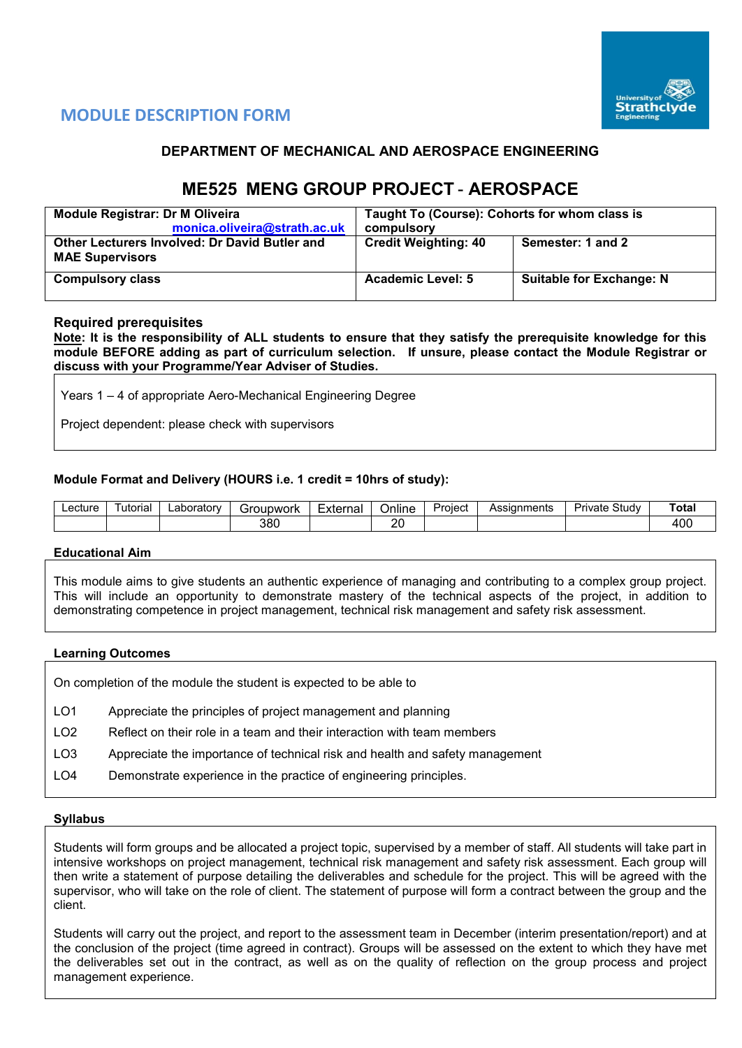## MODULE DESCRIPTION FORM

### DEPARTMENT OF MECHANICAL AND AEROSPACE ENGINEERING

# ME525 MENG GROUP PROJECT - AEROSPACE

| **Module Registrar: Dr M Oliveira** monica.oliveira@strath.ac.uk | **Taught To (Course): Cohorts for whom class is compulsory** | |
|---|---|---|
| **Other Lecturers Involved: Dr David Butler and MAE Supervisors** | **Credit Weighting: 40** | **Semester: 1 and 2** |
| **Compulsory class** | **Academic Level: 5** | **Suitable for Exchange: N** |

### Required prerequisites

**Note: It is the responsibility of ALL students to ensure that they satisfy the prerequisite knowledge for this module BEFORE adding as part of curriculum selection. If unsure, please contact the Module Registrar or discuss with your Programme/Year Adviser of Studies.**

Years 1 – 4 of appropriate Aero-Mechanical Engineering Degree

Project dependent: please check with supervisors

**Module Format and Delivery (HOURS i.e. 1 credit = 10hrs of study):**

| Lecture | Tutorial | Laboratory | Groupwork | External | Online | Project | Assignments | Private Study | **Total** |
|---|---|---|---|---|---|---|---|---|---|
| | | | 380 | | 20 | | | | 400 |

### Educational Aim

This module aims to give students an authentic experience of managing and contributing to a complex group project. This will include an opportunity to demonstrate mastery of the technical aspects of the project, in addition to demonstrating competence in project management, technical risk management and safety risk assessment.

### Learning Outcomes

On completion of the module the student is expected to be able to

- LO1 Appreciate the principles of project management and planning
- LO2 Reflect on their role in a team and their interaction with team members
- LO3 Appreciate the importance of technical risk and health and safety management
- LO4 Demonstrate experience in the practice of engineering principles.

### Syllabus

Students will form groups and be allocated a project topic, supervised by a member of staff. All students will take part in intensive workshops on project management, technical risk management and safety risk assessment. Each group will then write a statement of purpose detailing the deliverables and schedule for the project. This will be agreed with the supervisor, who will take on the role of client. The statement of purpose will form a contract between the group and the client.

Students will carry out the project, and report to the assessment team in December (interim presentation/report) and at the conclusion of the project (time agreed in contract). Groups will be assessed on the extent to which they have met the deliverables set out in the contract, as well as on the quality of reflection on the group process and project management experience.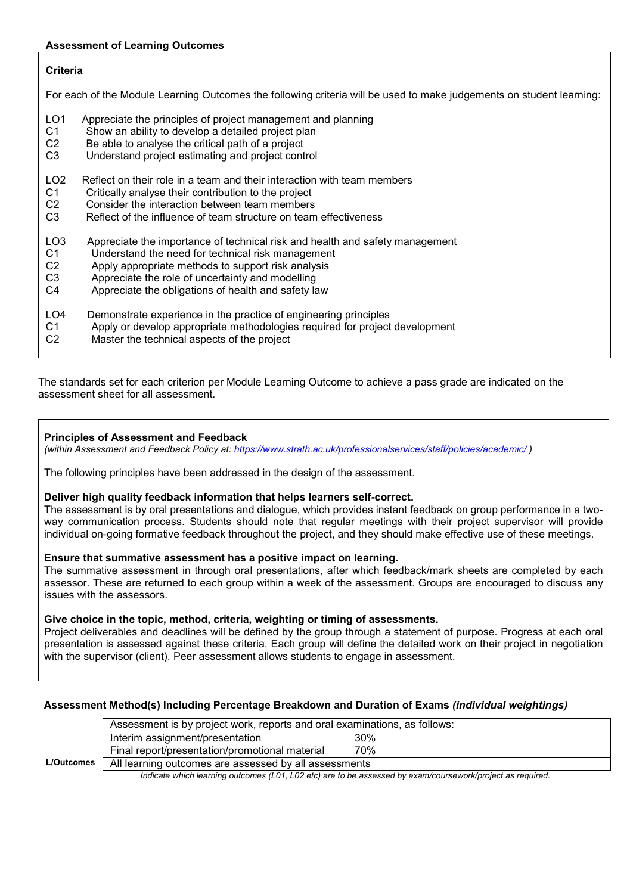**Assessment of Learning Outcomes**

**Criteria**

For each of the Module Learning Outcomes the following criteria will be used to make judgements on student learning:

LO1 Appreciate the principles of project management and planning
C1 Show an ability to develop a detailed project plan
C2 Be able to analyse the critical path of a project
C3 Understand project estimating and project control

LO2 Reflect on their role in a team and their interaction with team members
C1 Critically analyse their contribution to the project
C2 Consider the interaction between team members
C3 Reflect of the influence of team structure on team effectiveness

LO3 Appreciate the importance of technical risk and health and safety management
C1 Understand the need for technical risk management
C2 Apply appropriate methods to support risk analysis
C3 Appreciate the role of uncertainty and modelling
C4 Appreciate the obligations of health and safety law

LO4 Demonstrate experience in the practice of engineering principles
C1 Apply or develop appropriate methodologies required for project development
C2 Master the technical aspects of the project

The standards set for each criterion per Module Learning Outcome to achieve a pass grade are indicated on the assessment sheet for all assessment.

**Principles of Assessment and Feedback**
*(within Assessment and Feedback Policy at: https://www.strath.ac.uk/professionalservices/staff/policies/academic/ )*

The following principles have been addressed in the design of the assessment.

**Deliver high quality feedback information that helps learners self-correct.**
The assessment is by oral presentations and dialogue, which provides instant feedback on group performance in a two-way communication process. Students should note that regular meetings with their project supervisor will provide individual on-going formative feedback throughout the project, and they should make effective use of these meetings.

**Ensure that summative assessment has a positive impact on learning.**
The summative assessment in through oral presentations, after which feedback/mark sheets are completed by each assessor. These are returned to each group within a week of the assessment. Groups are encouraged to discuss any issues with the assessors.

**Give choice in the topic, method, criteria, weighting or timing of assessments.**
Project deliverables and deadlines will be defined by the group through a statement of purpose. Progress at each oral presentation is assessed against these criteria. Each group will define the detailed work on their project in negotiation with the supervisor (client). Peer assessment allows students to engage in assessment.

**Assessment Method(s) Including Percentage Breakdown and Duration of Exams** ***(individual weightings)***

| | Assessment is by project work, reports and oral examinations, as follows: | |
|---|---|---|
| | Interim assignment/presentation | 30% |
| | Final report/presentation/promotional material | 70% |
| **L/Outcomes** | All learning outcomes are assessed by all assessments | |

*Indicate which learning outcomes (L01, L02 etc) are to be assessed by exam/coursework/project as required.*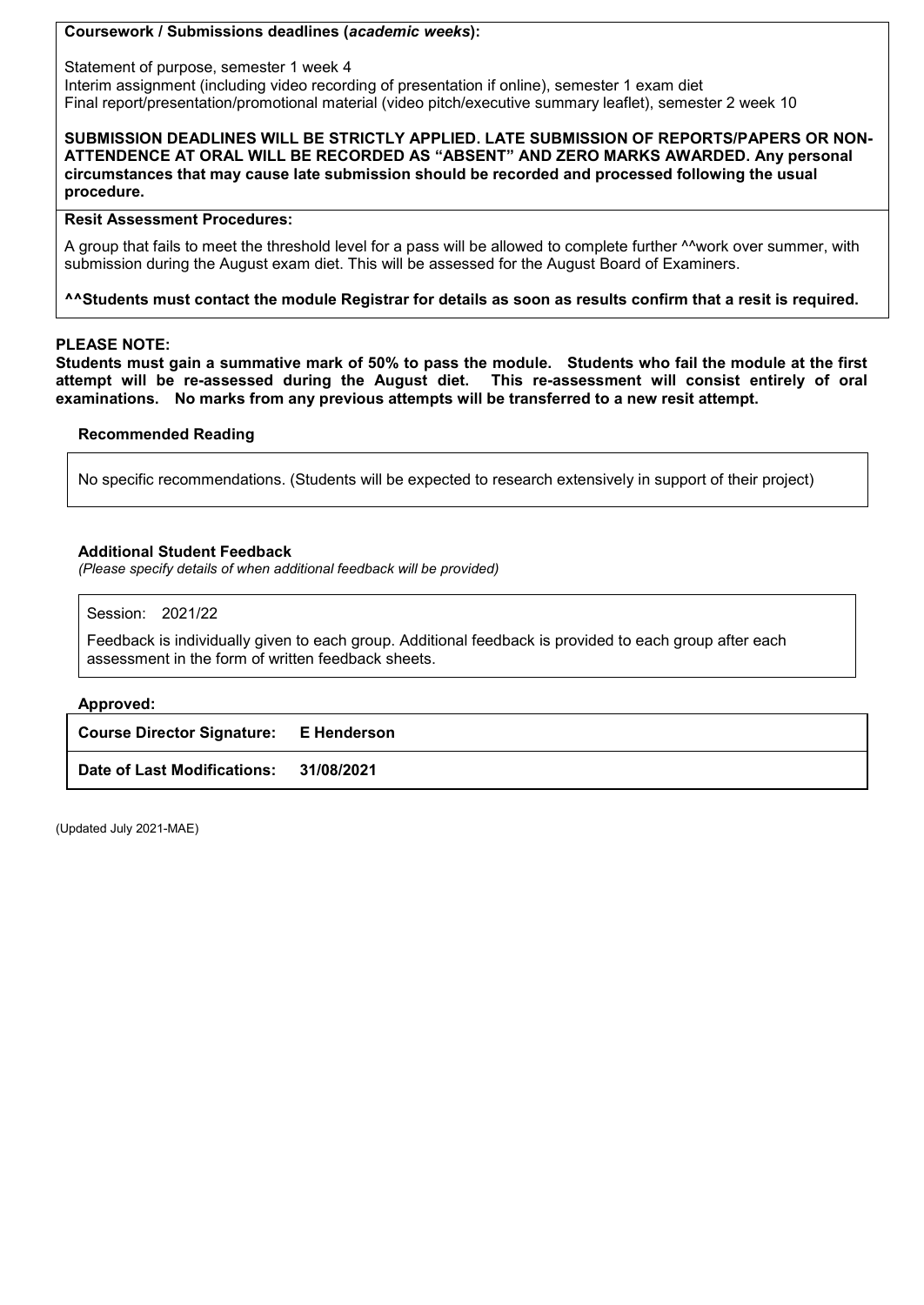**Coursework / Submissions deadlines (*academic weeks*):**

Statement of purpose, semester 1 week 4
Interim assignment (including video recording of presentation if online), semester 1 exam diet
Final report/presentation/promotional material (video pitch/executive summary leaflet), semester 2 week 10

**SUBMISSION DEADLINES WILL BE STRICTLY APPLIED. LATE SUBMISSION OF REPORTS/PAPERS OR NON-ATTENDENCE AT ORAL WILL BE RECORDED AS "ABSENT" AND ZERO MARKS AWARDED. Any personal circumstances that may cause late submission should be recorded and processed following the usual procedure.**

**Resit Assessment Procedures:**

A group that fails to meet the threshold level for a pass will be allowed to complete further ^^work over summer, with submission during the August exam diet. This will be assessed for the August Board of Examiners.

**^^Students must contact the module Registrar for details as soon as results confirm that a resit is required.**

**PLEASE NOTE:**
**Students must gain a summative mark of 50% to pass the module. Students who fail the module at the first attempt will be re-assessed during the August diet. This re-assessment will consist entirely of oral examinations. No marks from any previous attempts will be transferred to a new resit attempt.**

**Recommended Reading**

No specific recommendations. (Students will be expected to research extensively in support of their project)

**Additional Student Feedback**
*(Please specify details of when additional feedback will be provided)*

Session: 2021/22

Feedback is individually given to each group. Additional feedback is provided to each group after each assessment in the form of written feedback sheets.

**Approved:**

| | |
|---|---|
| **Course Director Signature:** | **E Henderson** |
| **Date of Last Modifications:** | **31/08/2021** |

(Updated July 2021-MAE)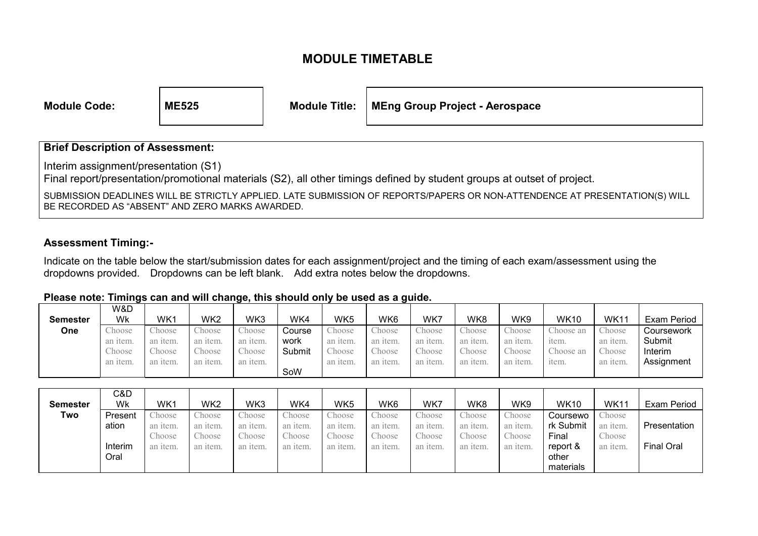# MODULE TIMETABLE

**Module Code:** **ME525** **Module Title:** **MEng Group Project - Aerospace**

**Brief Description of Assessment:**

Interim assignment/presentation (S1)
Final report/presentation/promotional materials (S2), all other timings defined by student groups at outset of project.

SUBMISSION DEADLINES WILL BE STRICTLY APPLIED. LATE SUBMISSION OF REPORTS/PAPERS OR NON-ATTENDENCE AT PRESENTATION(S) WILL BE RECORDED AS "ABSENT" AND ZERO MARKS AWARDED.

**Assessment Timing:-**

Indicate on the table below the start/submission dates for each assignment/project and the timing of each exam/assessment using the dropdowns provided. Dropdowns can be left blank. Add extra notes below the dropdowns.

**Please note: Timings can and will change, this should only be used as a guide.**

| Semester | W&D Wk | WK1 | WK2 | WK3 | WK4 | WK5 | WK6 | WK7 | WK8 | WK9 | WK10 | WK11 | Exam Period |
|---|---|---|---|---|---|---|---|---|---|---|---|---|---|
| **One** | Choose an item. Choose an item. | Choose an item. Choose an item. | Choose an item. Choose an item. | Choose an item. Choose an item. | Coursework Submit SoW | Choose an item. Choose an item. | Choose an item. Choose an item. | Choose an item. Choose an item. | Choose an item. Choose an item. | Choose an item. Choose an item. | Choose an item. Choose an item. | Choose an item. Choose an item. | Coursework Submit Interim Assignment |

| Semester | C&D Wk | WK1 | WK2 | WK3 | WK4 | WK5 | WK6 | WK7 | WK8 | WK9 | WK10 | WK11 | Exam Period |
|---|---|---|---|---|---|---|---|---|---|---|---|---|---|
| **Two** | Presentation Interim Oral | Choose an item. Choose an item. | Choose an item. Choose an item. | Choose an item. Choose an item. | Choose an item. Choose an item. | Choose an item. Choose an item. | Choose an item. Choose an item. | Choose an item. Choose an item. | Choose an item. Choose an item. | Choose an item. Choose an item. | Coursework Submit Final report & other materials | Choose an item. Choose an item. | Presentation Final Oral |